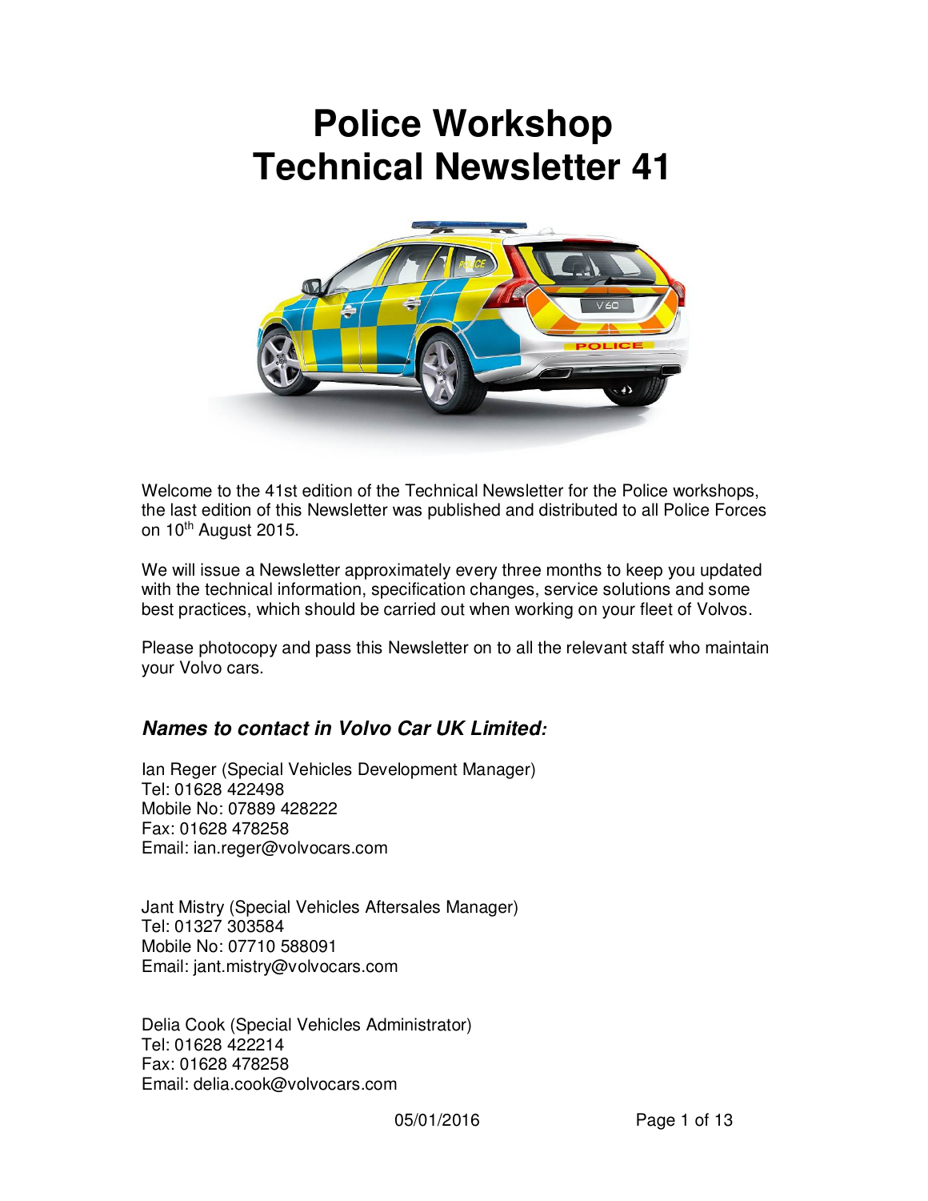# Police Workshop
# Technical Newsletter 41

Welcome to the 41st edition of the Technical Newsletter for the Police workshops, the last edition of this Newsletter was published and distributed to all Police Forces on 10th August 2015.

We will issue a Newsletter approximately every three months to keep you updated with the technical information, specification changes, service solutions and some best practices, which should be carried out when working on your fleet of Volvos.

Please photocopy and pass this Newsletter on to all the relevant staff who maintain your Volvo cars.

### *Names to contact in Volvo Car UK Limited:*

Ian Reger (Special Vehicles Development Manager)
Tel: 01628 422498
Mobile No: 07889 428222
Fax: 01628 478258
Email: ian.reger@volvocars.com

Jant Mistry (Special Vehicles Aftersales Manager)
Tel: 01327 303584
Mobile No: 07710 588091
Email: jant.mistry@volvocars.com

Delia Cook (Special Vehicles Administrator)
Tel: 01628 422214
Fax: 01628 478258
Email: delia.cook@volvocars.com

05/01/2016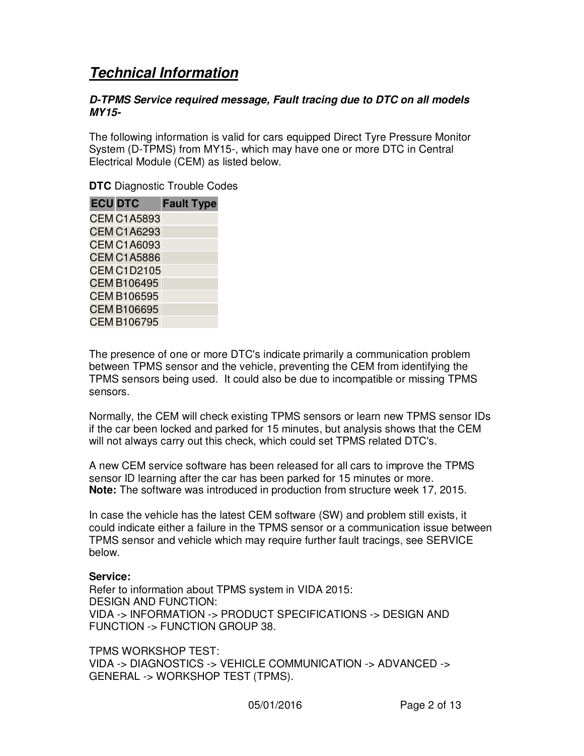# *Technical Information*

***D-TPMS Service required message, Fault tracing due to DTC on all models MY15-***

The following information is valid for cars equipped Direct Tyre Pressure Monitor System (D-TPMS) from MY15-, which may have one or more DTC in Central Electrical Module (CEM) as listed below.

**DTC** Diagnostic Trouble Codes

| ECU | DTC | Fault Type |
|---|---|---|
| CEM | C1A5893 | |
| CEM | C1A6293 | |
| CEM | C1A6093 | |
| CEM | C1A5886 | |
| CEM | C1D2105 | |
| CEM | B106495 | |
| CEM | B106595 | |
| CEM | B106695 | |
| CEM | B106795 | |

The presence of one or more DTC's indicate primarily a communication problem between TPMS sensor and the vehicle, preventing the CEM from identifying the TPMS sensors being used. It could also be due to incompatible or missing TPMS sensors.

Normally, the CEM will check existing TPMS sensors or learn new TPMS sensor IDs if the car been locked and parked for 15 minutes, but analysis shows that the CEM will not always carry out this check, which could set TPMS related DTC's.

A new CEM service software has been released for all cars to improve the TPMS sensor ID learning after the car has been parked for 15 minutes or more.
**Note:** The software was introduced in production from structure week 17, 2015.

In case the vehicle has the latest CEM software (SW) and problem still exists, it could indicate either a failure in the TPMS sensor or a communication issue between TPMS sensor and vehicle which may require further fault tracings, see SERVICE below.

**Service:**
Refer to information about TPMS system in VIDA 2015:
DESIGN AND FUNCTION:
VIDA -> INFORMATION -> PRODUCT SPECIFICATIONS -> DESIGN AND FUNCTION -> FUNCTION GROUP 38.

TPMS WORKSHOP TEST:
VIDA -> DIAGNOSTICS -> VEHICLE COMMUNICATION -> ADVANCED -> GENERAL -> WORKSHOP TEST (TPMS).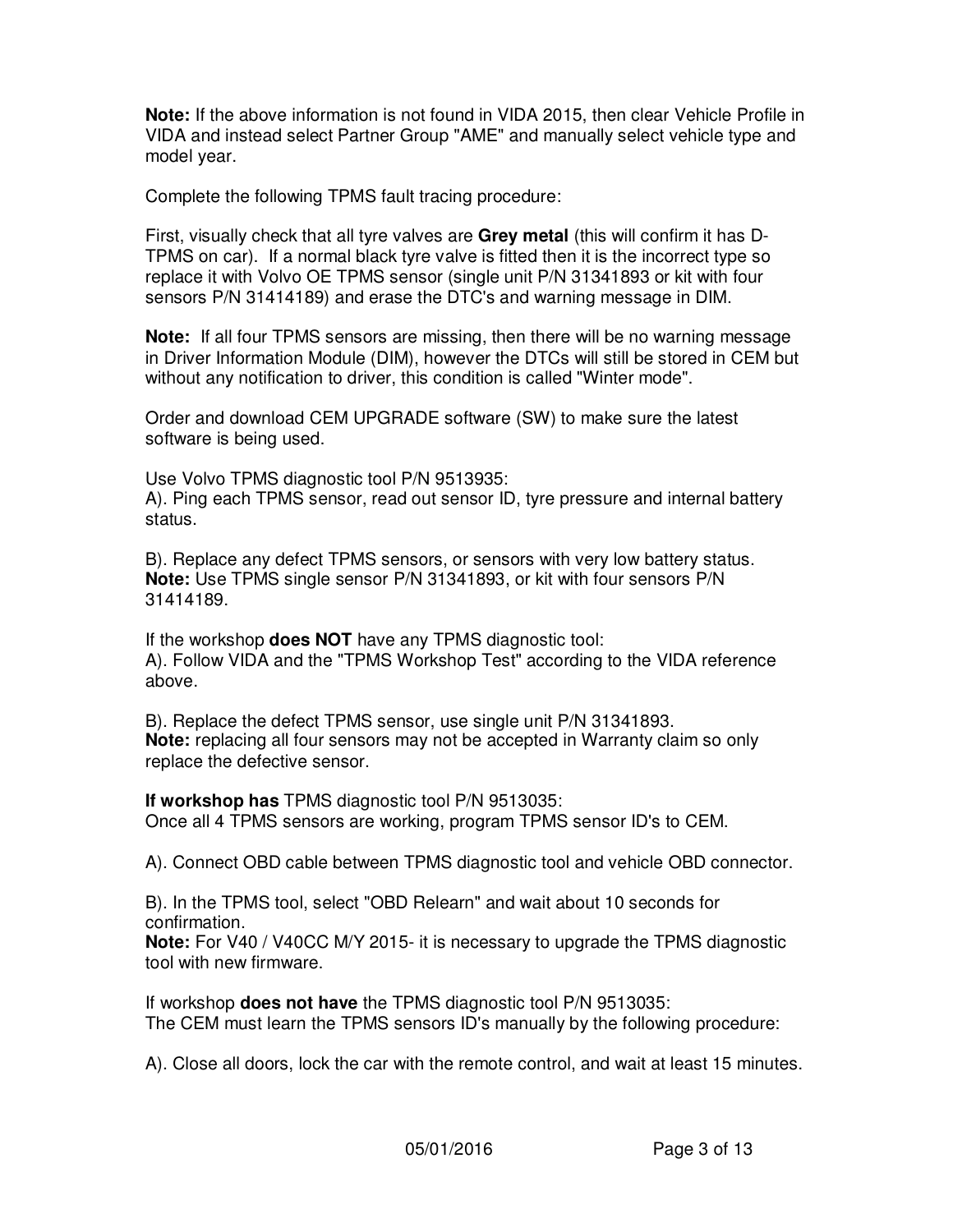**Note:** If the above information is not found in VIDA 2015, then clear Vehicle Profile in VIDA and instead select Partner Group "AME" and manually select vehicle type and model year.

Complete the following TPMS fault tracing procedure:

First, visually check that all tyre valves are **Grey metal** (this will confirm it has D-TPMS on car). If a normal black tyre valve is fitted then it is the incorrect type so replace it with Volvo OE TPMS sensor (single unit P/N 31341893 or kit with four sensors P/N 31414189) and erase the DTC's and warning message in DIM.

**Note:** If all four TPMS sensors are missing, then there will be no warning message in Driver Information Module (DIM), however the DTCs will still be stored in CEM but without any notification to driver, this condition is called "Winter mode".

Order and download CEM UPGRADE software (SW) to make sure the latest software is being used.

Use Volvo TPMS diagnostic tool P/N 9513935:
A). Ping each TPMS sensor, read out sensor ID, tyre pressure and internal battery status.

B). Replace any defect TPMS sensors, or sensors with very low battery status.
**Note:** Use TPMS single sensor P/N 31341893, or kit with four sensors P/N 31414189.

If the workshop **does NOT** have any TPMS diagnostic tool:
A). Follow VIDA and the "TPMS Workshop Test" according to the VIDA reference above.

B). Replace the defect TPMS sensor, use single unit P/N 31341893.
**Note:** replacing all four sensors may not be accepted in Warranty claim so only replace the defective sensor.

**If workshop has** TPMS diagnostic tool P/N 9513035:
Once all 4 TPMS sensors are working, program TPMS sensor ID's to CEM.

A). Connect OBD cable between TPMS diagnostic tool and vehicle OBD connector.

B). In the TPMS tool, select "OBD Relearn" and wait about 10 seconds for confirmation.
**Note:** For V40 / V40CC M/Y 2015- it is necessary to upgrade the TPMS diagnostic tool with new firmware.

If workshop **does not have** the TPMS diagnostic tool P/N 9513035:
The CEM must learn the TPMS sensors ID's manually by the following procedure:

A). Close all doors, lock the car with the remote control, and wait at least 15 minutes.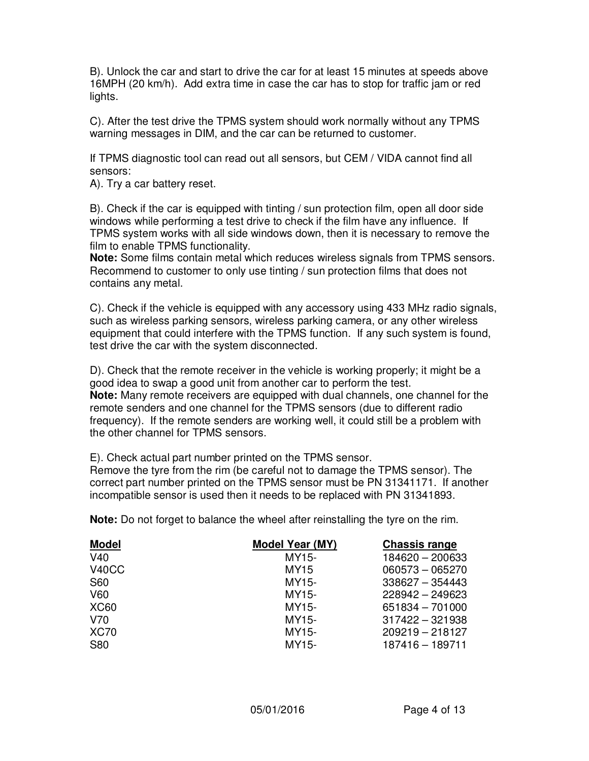B). Unlock the car and start to drive the car for at least 15 minutes at speeds above 16MPH (20 km/h). Add extra time in case the car has to stop for traffic jam or red lights.

C). After the test drive the TPMS system should work normally without any TPMS warning messages in DIM, and the car can be returned to customer.

If TPMS diagnostic tool can read out all sensors, but CEM / VIDA cannot find all sensors:
A). Try a car battery reset.

B). Check if the car is equipped with tinting / sun protection film, open all door side windows while performing a test drive to check if the film have any influence. If TPMS system works with all side windows down, then it is necessary to remove the film to enable TPMS functionality.
**Note:** Some films contain metal which reduces wireless signals from TPMS sensors. Recommend to customer to only use tinting / sun protection films that does not contains any metal.

C). Check if the vehicle is equipped with any accessory using 433 MHz radio signals, such as wireless parking sensors, wireless parking camera, or any other wireless equipment that could interfere with the TPMS function. If any such system is found, test drive the car with the system disconnected.

D). Check that the remote receiver in the vehicle is working properly; it might be a good idea to swap a good unit from another car to perform the test.
**Note:** Many remote receivers are equipped with dual channels, one channel for the remote senders and one channel for the TPMS sensors (due to different radio frequency). If the remote senders are working well, it could still be a problem with the other channel for TPMS sensors.

E). Check actual part number printed on the TPMS sensor.
Remove the tyre from the rim (be careful not to damage the TPMS sensor). The correct part number printed on the TPMS sensor must be PN 31341171. If another incompatible sensor is used then it needs to be replaced with PN 31341893.

**Note:** Do not forget to balance the wheel after reinstalling the tyre on the rim.

| **Model** | **Model Year (MY)** | **Chassis range** |
|---|---|---|
| V40 | MY15- | 184620 – 200633 |
| V40CC | MY15 | 060573 – 065270 |
| S60 | MY15- | 338627 – 354443 |
| V60 | MY15- | 228942 – 249623 |
| XC60 | MY15- | 651834 – 701000 |
| V70 | MY15- | 317422 – 321938 |
| XC70 | MY15- | 209219 – 218127 |
| S80 | MY15- | 187416 – 189711 |

05/01/2016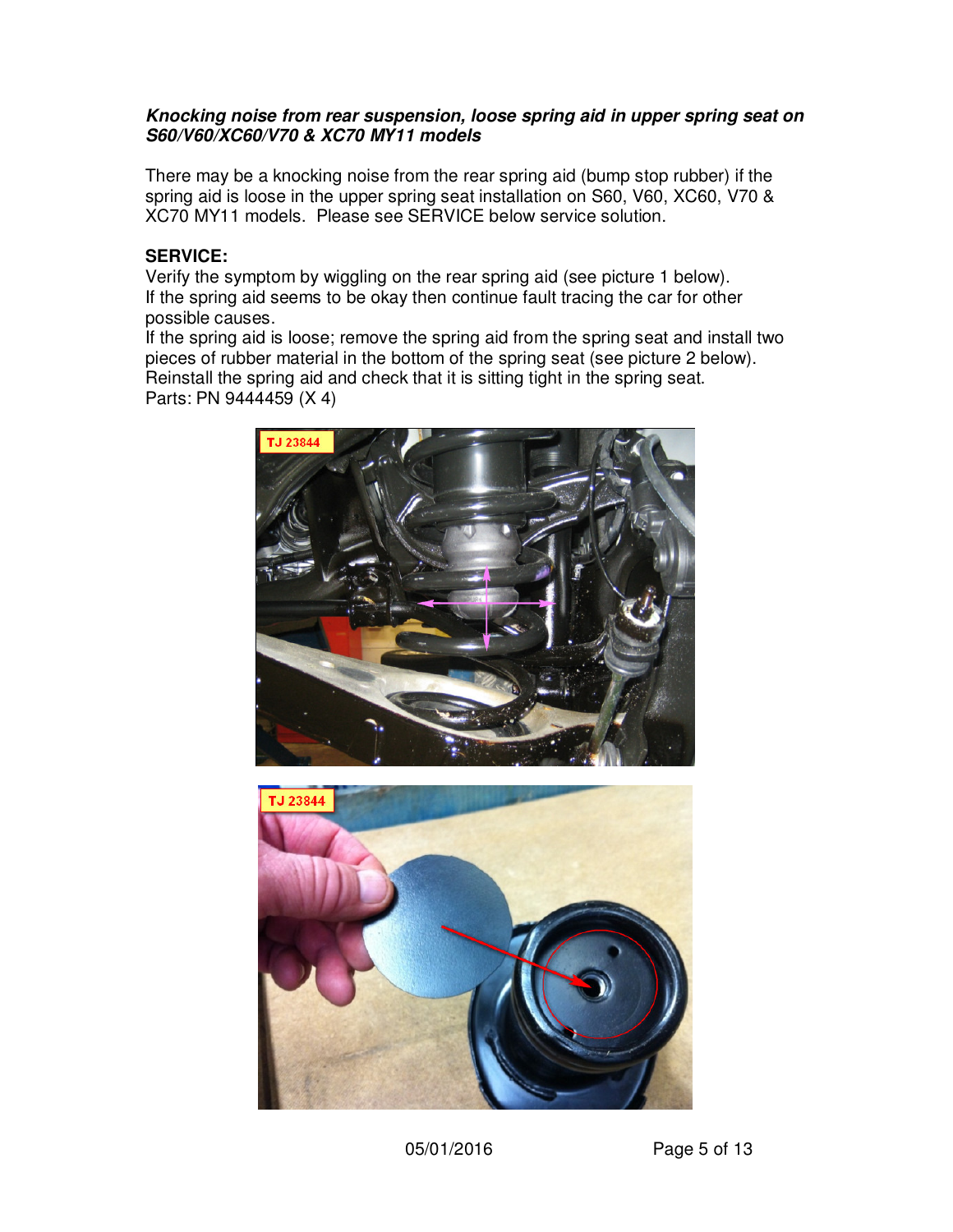***Knocking noise from rear suspension, loose spring aid in upper spring seat on S60/V60/XC60/V70 & XC70 MY11 models***

There may be a knocking noise from the rear spring aid (bump stop rubber) if the spring aid is loose in the upper spring seat installation on S60, V60, XC60, V70 & XC70 MY11 models. Please see SERVICE below service solution.

**SERVICE:**
Verify the symptom by wiggling on the rear spring aid (see picture 1 below).
If the spring aid seems to be okay then continue fault tracing the car for other possible causes.
If the spring aid is loose; remove the spring aid from the spring seat and install two pieces of rubber material in the bottom of the spring seat (see picture 2 below).
Reinstall the spring aid and check that it is sitting tight in the spring seat.
Parts: PN 9444459 (X 4)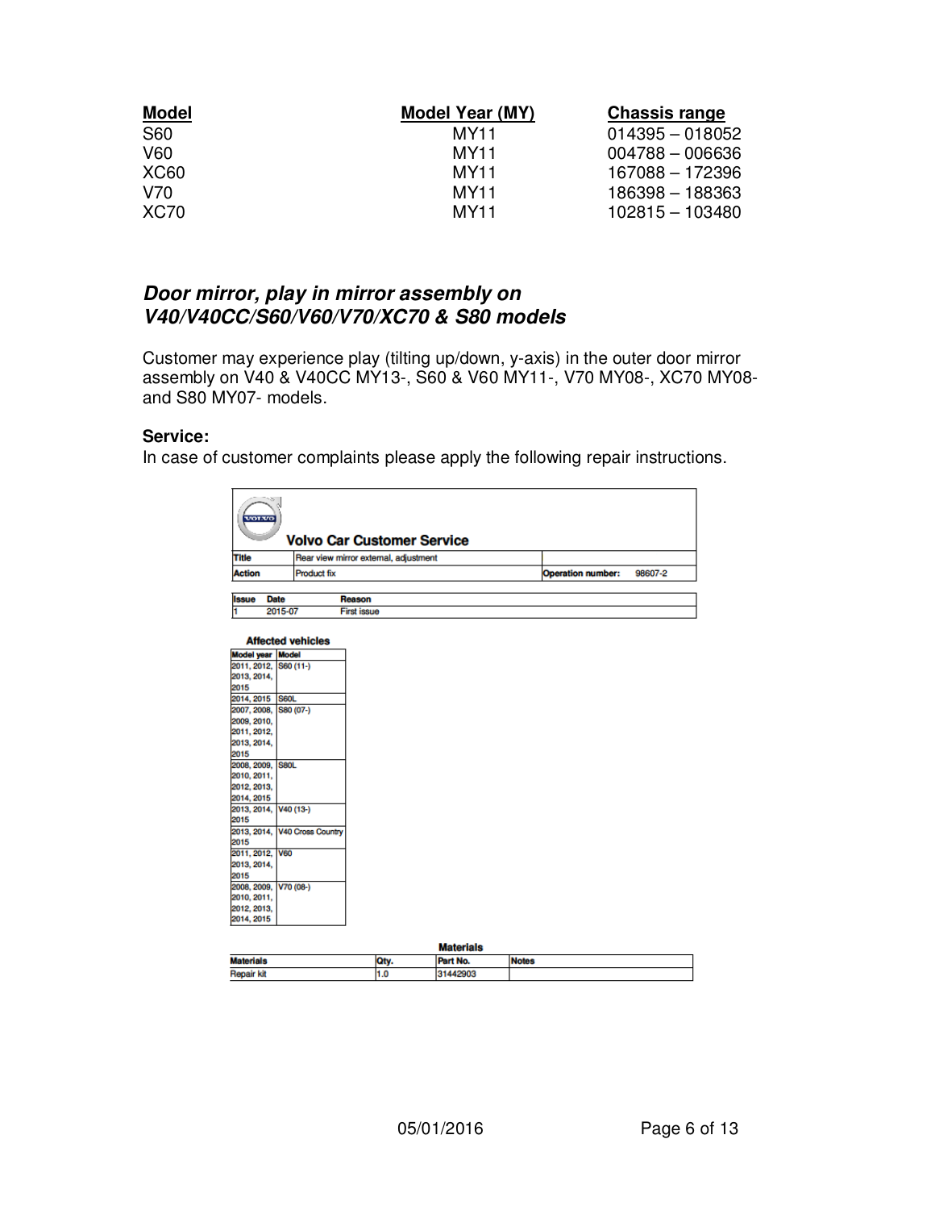| Model | Model Year (MY) | Chassis range |
|---|---|---|
| S60 | MY11 | 014395 – 018052 |
| V60 | MY11 | 004788 – 006636 |
| XC60 | MY11 | 167088 – 172396 |
| V70 | MY11 | 186398 – 188363 |
| XC70 | MY11 | 102815 – 103480 |

## *Door mirror, play in mirror assembly on V40/V40CC/S60/V60/V70/XC70 & S80 models*

Customer may experience play (tilting up/down, y-axis) in the outer door mirror assembly on V40 & V40CC MY13-, S60 & V60 MY11-, V70 MY08-, XC70 MY08- and S80 MY07- models.

**Service:**
In case of customer complaints please apply the following repair instructions.

**Volvo Car Customer Service**

| | | | |
|---|---|---|---|
| Title | Rear view mirror external, adjustment | | |
| Action | Product fix | Operation number: | 98607-2 |

| Issue | Date | Reason |
|---|---|---|
| 1 | 2015-07 | First issue |

**Affected vehicles**

| Model year | Model |
|---|---|
| 2011, 2012, 2013, 2014, 2015 | S60 (11-) |
| 2014, 2015 | S60L |
| 2007, 2008, 2009, 2010, 2011, 2012, 2013, 2014, 2015 | S80 (07-) |
| 2008, 2009, 2010, 2011, 2012, 2013, 2014, 2015 | S80L |
| 2013, 2014, 2015 | V40 (13-) |
| 2013, 2014, 2015 | V40 Cross Country |
| 2011, 2012, 2013, 2014, 2015 | V60 |
| 2008, 2009, 2010, 2011, 2012, 2013, 2014, 2015 | V70 (08-) |

**Materials**

| Materials | Qty. | Part No. | Notes |
|---|---|---|---|
| Repair kit | 1.0 | 31442903 | |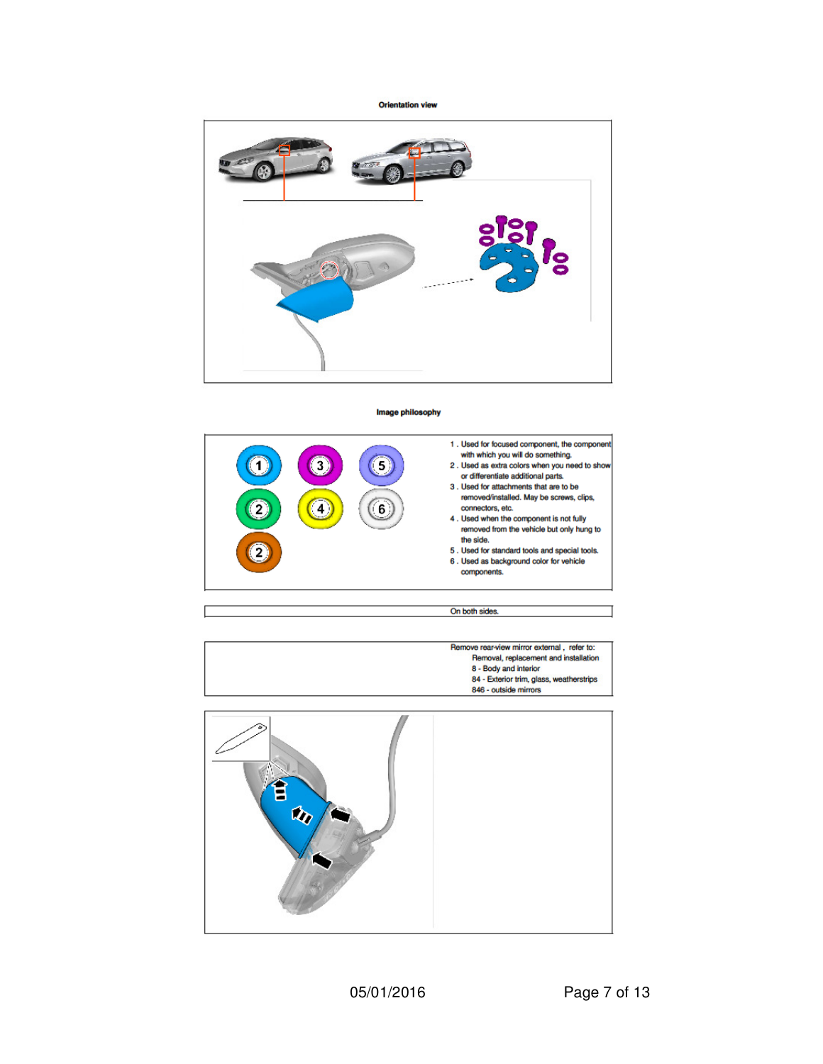**Orientation view**

**Image philosophy**

1 . Used for focused component, the component with which you will do something.
2 . Used as extra colors when you need to show or differentiate additional parts.
3 . Used for attachments that are to be removed/installed. May be screws, clips, connectors, etc.
4 . Used when the component is not fully removed from the vehicle but only hung to the side.
5 . Used for standard tools and special tools.
6 . Used as background color for vehicle components.

On both sides.

Remove rear-view mirror external , refer to:
Removal, replacement and installation
8 - Body and interior
84 - Exterior trim, glass, weatherstrips
846 - outside mirrors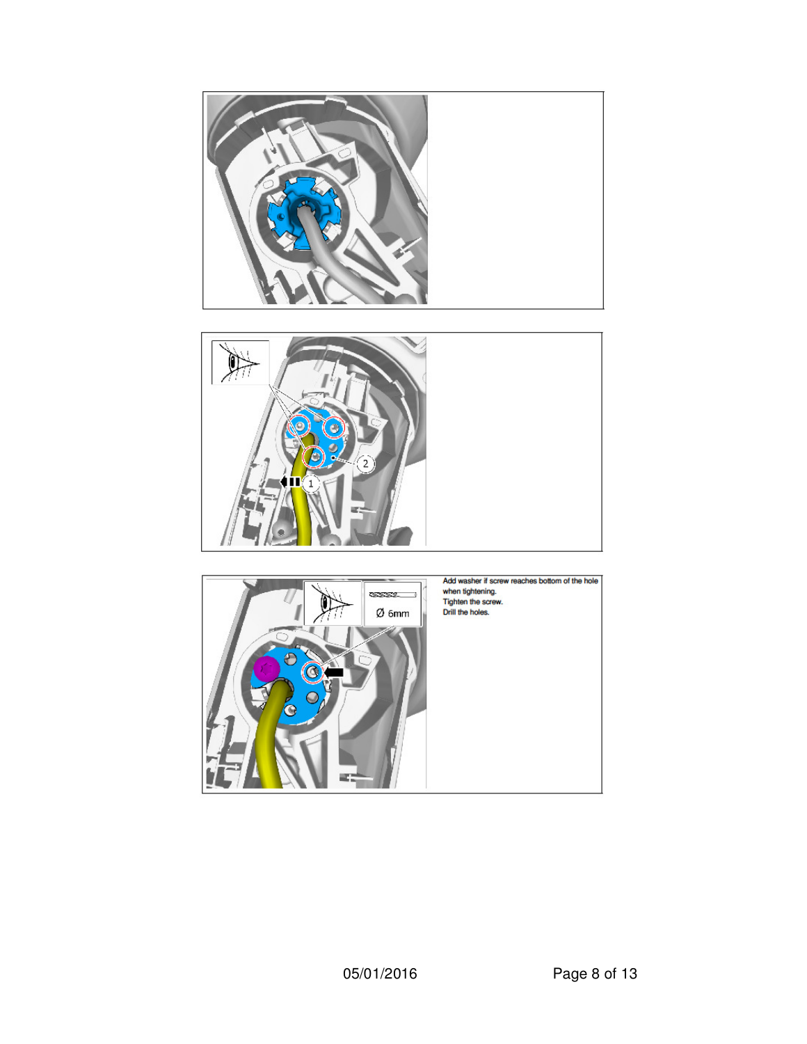Add washer if screw reaches bottom of the hole when tightening.
Tighten the screw.
Drill the holes.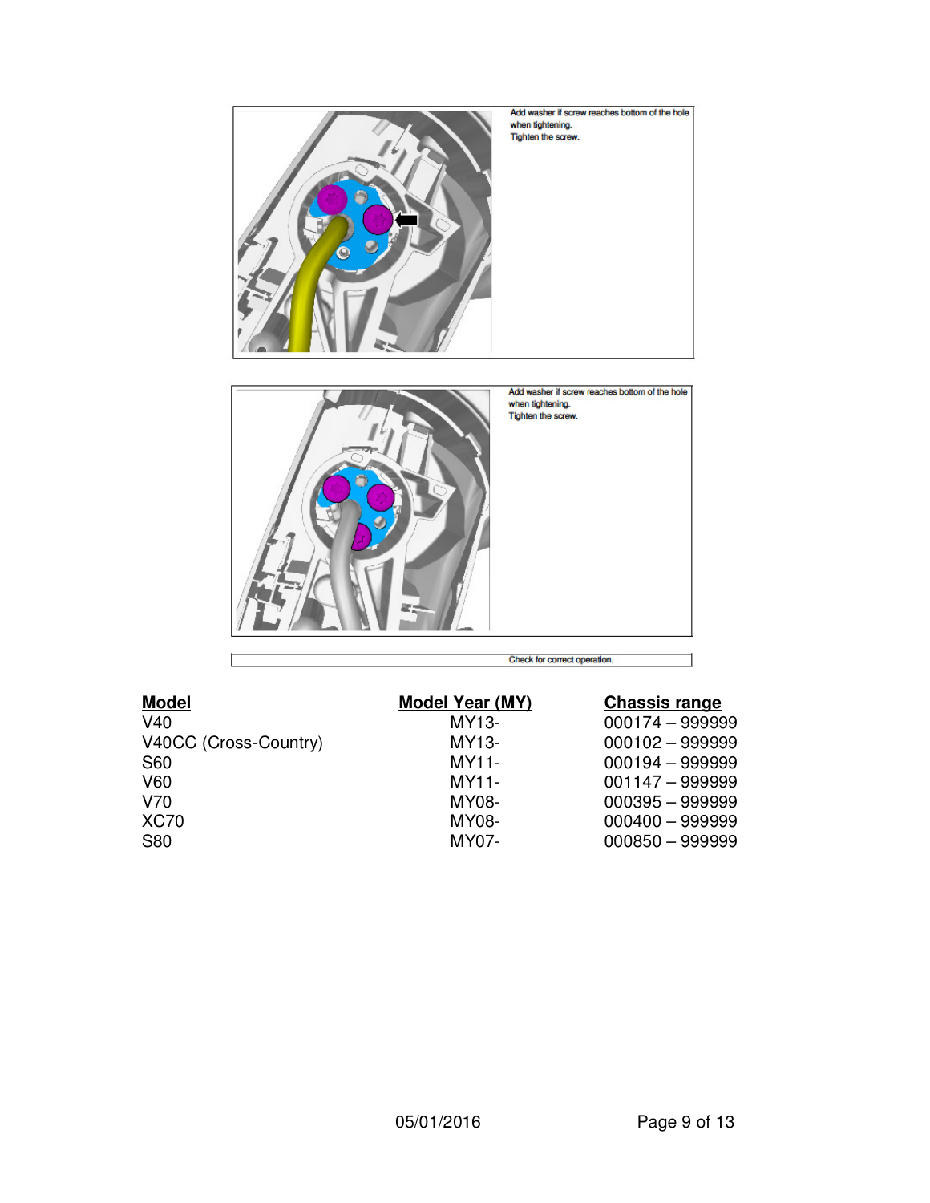Add washer if screw reaches bottom of the hole when tightening.
Tighten the screw.

Add washer if screw reaches bottom of the hole when tightening.
Tighten the screw.

Check for correct operation.

| Model | Model Year (MY) | Chassis range |
|---|---|---|
| V40 | MY13- | 000174 – 999999 |
| V40CC (Cross-Country) | MY13- | 000102 – 999999 |
| S60 | MY11- | 000194 – 999999 |
| V60 | MY11- | 001147 – 999999 |
| V70 | MY08- | 000395 – 999999 |
| XC70 | MY08- | 000400 – 999999 |
| S80 | MY07- | 000850 – 999999 |

05/01/2016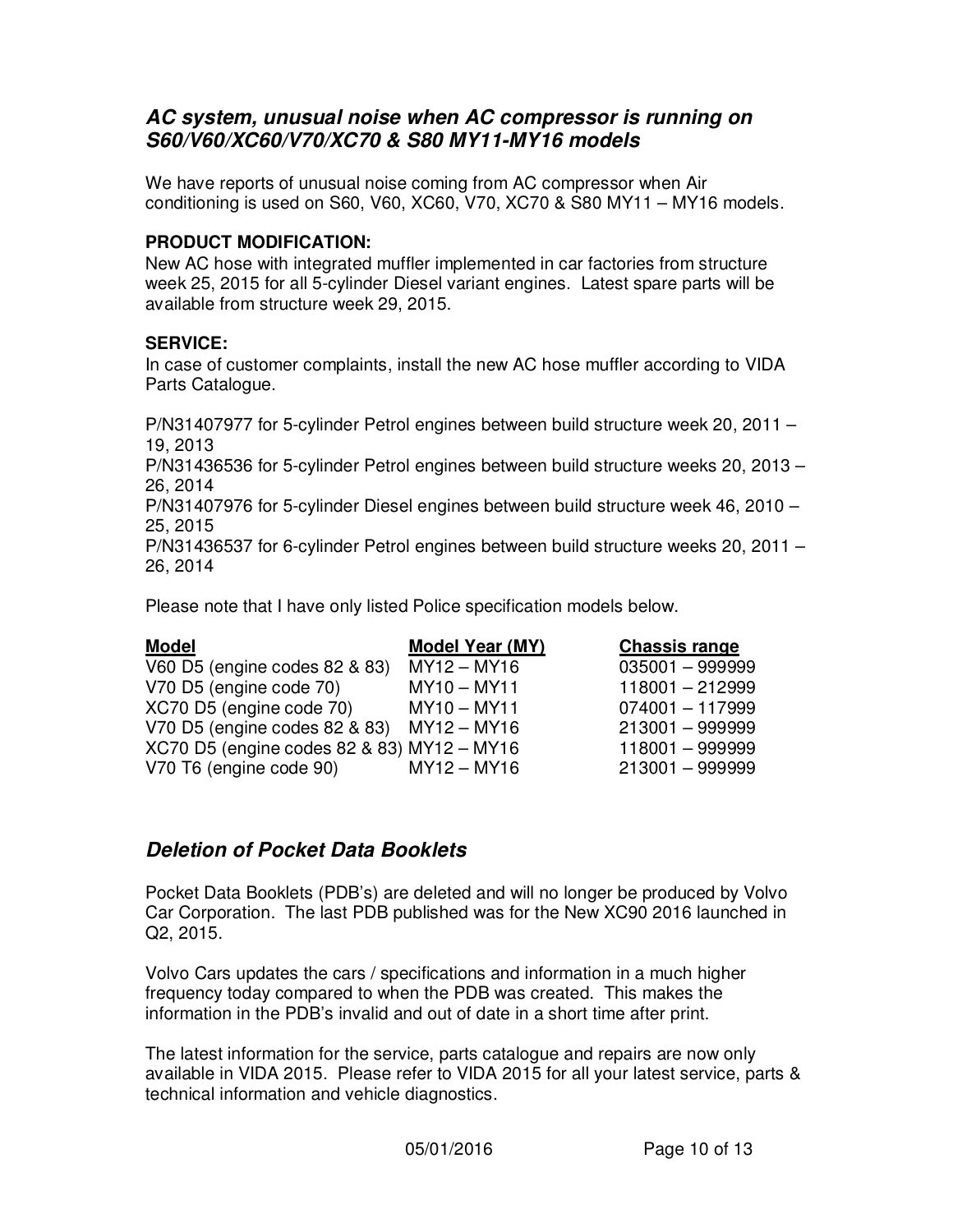## *AC system, unusual noise when AC compressor is running on S60/V60/XC60/V70/XC70 & S80 MY11-MY16 models*

We have reports of unusual noise coming from AC compressor when Air conditioning is used on S60, V60, XC60, V70, XC70 & S80 MY11 – MY16 models.

**PRODUCT MODIFICATION:**
New AC hose with integrated muffler implemented in car factories from structure week 25, 2015 for all 5-cylinder Diesel variant engines. Latest spare parts will be available from structure week 29, 2015.

**SERVICE:**
In case of customer complaints, install the new AC hose muffler according to VIDA Parts Catalogue.

P/N31407977 for 5-cylinder Petrol engines between build structure week 20, 2011 – 19, 2013
P/N31436536 for 5-cylinder Petrol engines between build structure weeks 20, 2013 – 26, 2014
P/N31407976 for 5-cylinder Diesel engines between build structure week 46, 2010 – 25, 2015
P/N31436537 for 6-cylinder Petrol engines between build structure weeks 20, 2011 – 26, 2014

Please note that I have only listed Police specification models below.

| **Model** | **Model Year (MY)** | **Chassis range** |
|---|---|---|
| V60 D5 (engine codes 82 & 83) | MY12 – MY16 | 035001 – 999999 |
| V70 D5 (engine code 70) | MY10 – MY11 | 118001 – 212999 |
| XC70 D5 (engine code 70) | MY10 – MY11 | 074001 – 117999 |
| V70 D5 (engine codes 82 & 83) | MY12 – MY16 | 213001 – 999999 |
| XC70 D5 (engine codes 82 & 83) | MY12 – MY16 | 118001 – 999999 |
| V70 T6 (engine code 90) | MY12 – MY16 | 213001 – 999999 |

## *Deletion of Pocket Data Booklets*

Pocket Data Booklets (PDB's) are deleted and will no longer be produced by Volvo Car Corporation. The last PDB published was for the New XC90 2016 launched in Q2, 2015.

Volvo Cars updates the cars / specifications and information in a much higher frequency today compared to when the PDB was created. This makes the information in the PDB's invalid and out of date in a short time after print.

The latest information for the service, parts catalogue and repairs are now only available in VIDA 2015. Please refer to VIDA 2015 for all your latest service, parts & technical information and vehicle diagnostics.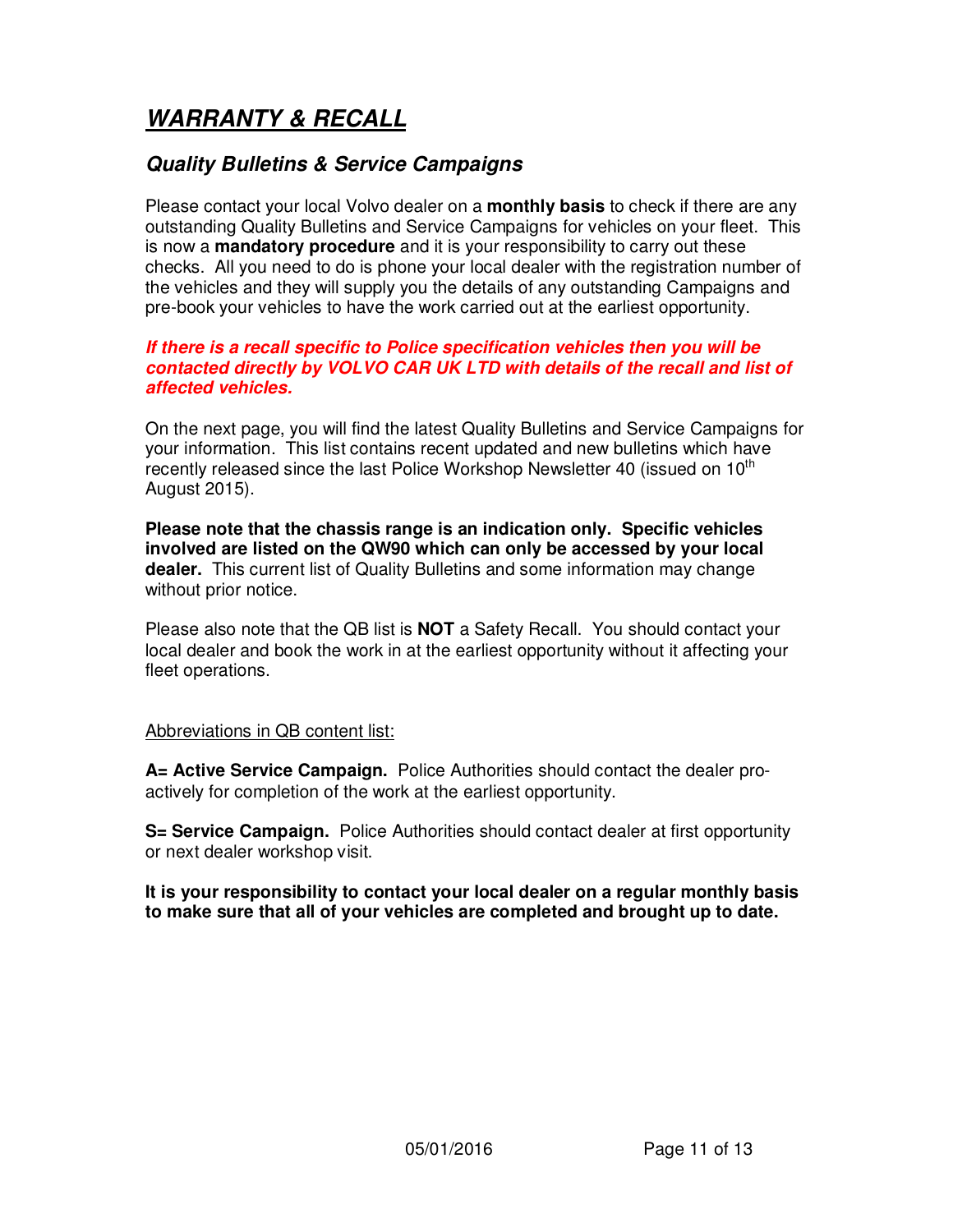# ***WARRANTY & RECALL***

## *Quality Bulletins & Service Campaigns*

Please contact your local Volvo dealer on a **monthly basis** to check if there are any outstanding Quality Bulletins and Service Campaigns for vehicles on your fleet. This is now a **mandatory procedure** and it is your responsibility to carry out these checks. All you need to do is phone your local dealer with the registration number of the vehicles and they will supply you the details of any outstanding Campaigns and pre-book your vehicles to have the work carried out at the earliest opportunity.

***If there is a recall specific to Police specification vehicles then you will be contacted directly by VOLVO CAR UK LTD with details of the recall and list of affected vehicles.***

On the next page, you will find the latest Quality Bulletins and Service Campaigns for your information. This list contains recent updated and new bulletins which have recently released since the last Police Workshop Newsletter 40 (issued on 10th August 2015).

**Please note that the chassis range is an indication only. Specific vehicles involved are listed on the QW90 which can only be accessed by your local dealer.** This current list of Quality Bulletins and some information may change without prior notice.

Please also note that the QB list is **NOT** a Safety Recall. You should contact your local dealer and book the work in at the earliest opportunity without it affecting your fleet operations.

Abbreviations in QB content list:

**A= Active Service Campaign.** Police Authorities should contact the dealer pro-actively for completion of the work at the earliest opportunity.

**S= Service Campaign.** Police Authorities should contact dealer at first opportunity or next dealer workshop visit.

**It is your responsibility to contact your local dealer on a regular monthly basis to make sure that all of your vehicles are completed and brought up to date.**

05/01/2016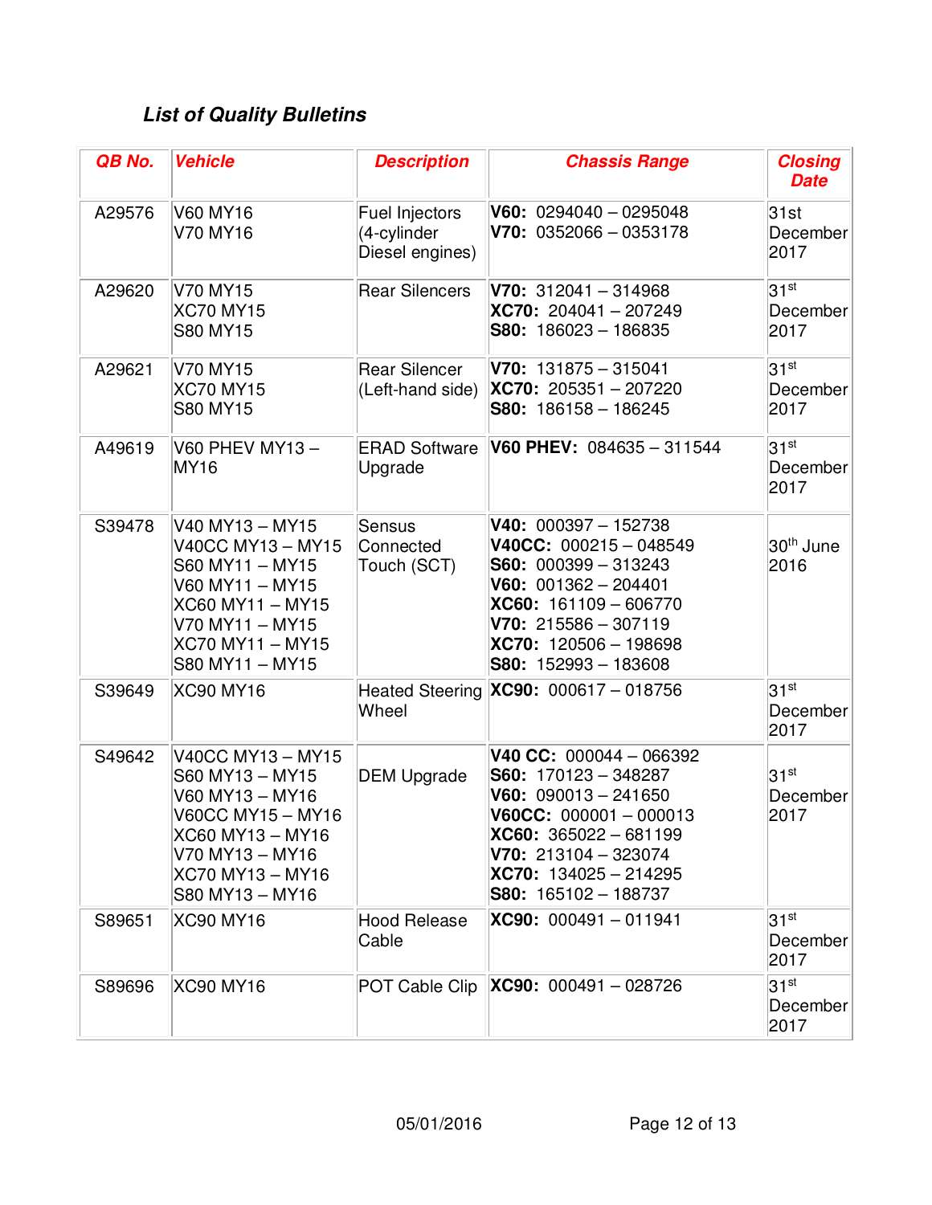## *List of Quality Bulletins*

| QB No. | Vehicle | Description | Chassis Range | Closing Date |
|---|---|---|---|---|
| A29576 | V60 MY16<br>V70 MY16 | Fuel Injectors (4-cylinder Diesel engines) | **V60:** 0294040 – 0295048<br>**V70:** 0352066 – 0353178 | 31st December 2017 |
| A29620 | V70 MY15<br>XC70 MY15<br>S80 MY15 | Rear Silencers | **V70:** 312041 – 314968<br>**XC70:** 204041 – 207249<br>**S80:** 186023 – 186835 | 31st December 2017 |
| A29621 | V70 MY15<br>XC70 MY15<br>S80 MY15 | Rear Silencer (Left-hand side) | **V70:** 131875 – 315041<br>**XC70:** 205351 – 207220<br>**S80:** 186158 – 186245 | 31st December 2017 |
| A49619 | V60 PHEV MY13 – MY16 | ERAD Software Upgrade | **V60 PHEV:** 084635 – 311544 | 31st December 2017 |
| S39478 | V40 MY13 – MY15<br>V40CC MY13 – MY15<br>S60 MY11 – MY15<br>V60 MY11 – MY15<br>XC60 MY11 – MY15<br>V70 MY11 – MY15<br>XC70 MY11 – MY15<br>S80 MY11 – MY15 | Sensus Connected Touch (SCT) | **V40:** 000397 – 152738<br>**V40CC:** 000215 – 048549<br>**S60:** 000399 – 313243<br>**V60:** 001362 – 204401<br>**XC60:** 161109 – 606770<br>**V70:** 215586 – 307119<br>**XC70:** 120506 – 198698<br>**S80:** 152993 – 183608 | 30th June 2016 |
| S39649 | XC90 MY16 | Heated Steering Wheel | **XC90:** 000617 – 018756 | 31st December 2017 |
| S49642 | V40CC MY13 – MY15<br>S60 MY13 – MY15<br>V60 MY13 – MY16<br>V60CC MY15 – MY16<br>XC60 MY13 – MY16<br>V70 MY13 – MY16<br>XC70 MY13 – MY16<br>S80 MY13 – MY16 | DEM Upgrade | **V40 CC:** 000044 – 066392<br>**S60:** 170123 – 348287<br>**V60:** 090013 – 241650<br>**V60CC:** 000001 – 000013<br>**XC60:** 365022 – 681199<br>**V70:** 213104 – 323074<br>**XC70:** 134025 – 214295<br>**S80:** 165102 – 188737 | 31st December 2017 |
| S89651 | XC90 MY16 | Hood Release Cable | **XC90:** 000491 – 011941 | 31st December 2017 |
| S89696 | XC90 MY16 | POT Cable Clip | **XC90:** 000491 – 028726 | 31st December 2017 |

05/01/2016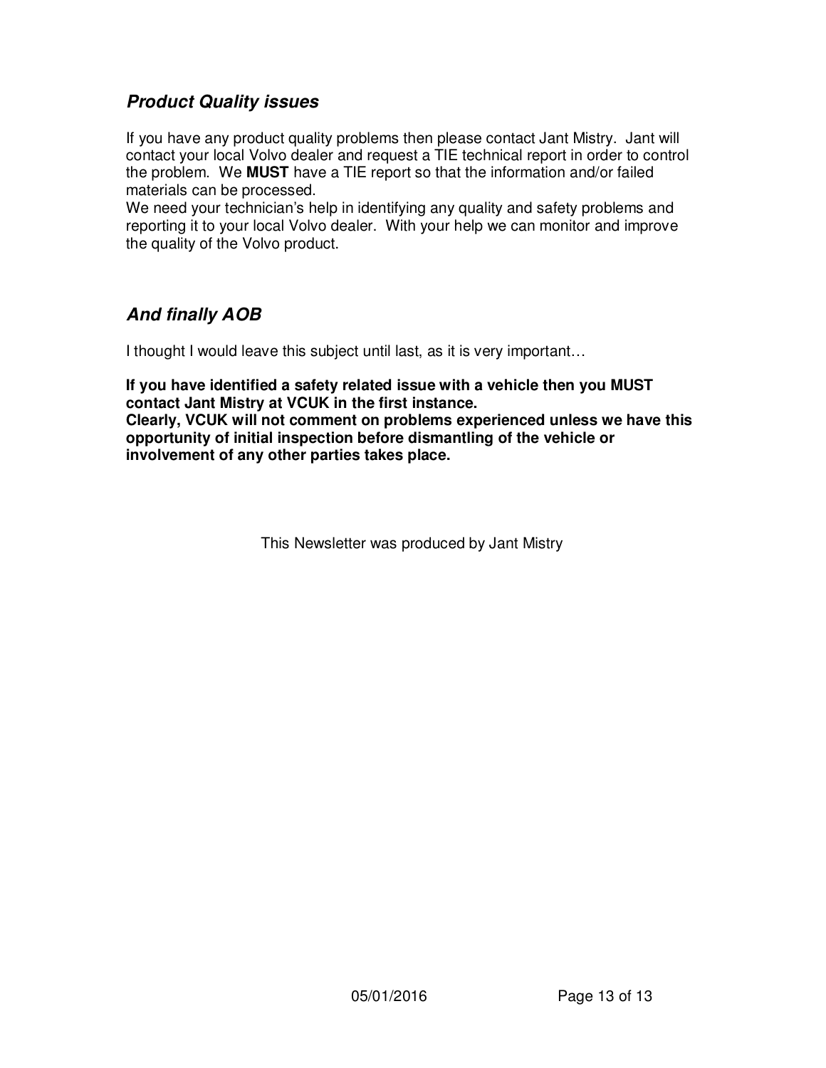### ***Product Quality issues***

If you have any product quality problems then please contact Jant Mistry. Jant will contact your local Volvo dealer and request a TIE technical report in order to control the problem. We **MUST** have a TIE report so that the information and/or failed materials can be processed.
We need your technician's help in identifying any quality and safety problems and reporting it to your local Volvo dealer. With your help we can monitor and improve the quality of the Volvo product.

### ***And finally AOB***

I thought I would leave this subject until last, as it is very important…

**If you have identified a safety related issue with a vehicle then you MUST contact Jant Mistry at VCUK in the first instance.**
**Clearly, VCUK will not comment on problems experienced unless we have this opportunity of initial inspection before dismantling of the vehicle or involvement of any other parties takes place.**

This Newsletter was produced by Jant Mistry

05/01/2016